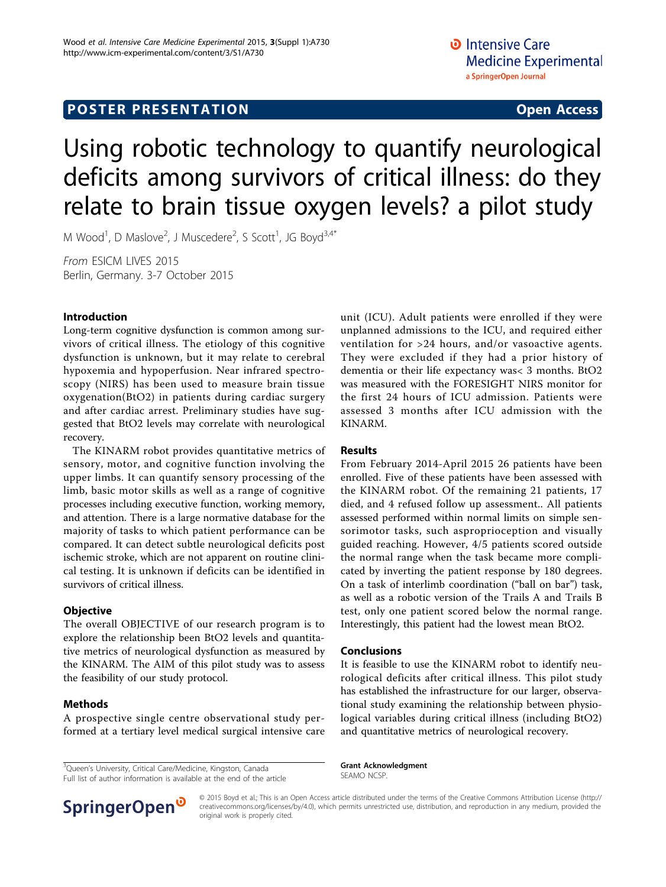**POSTER PRESENTATION** **Open Access**

# Using robotic technology to quantify neurological deficits among survivors of critical illness: do they relate to brain tissue oxygen levels? a pilot study

M Wood[1], D Maslove[2], J Muscedere[2], S Scott[1], JG Boyd[3,4*]

*From* ESICM LIVES 2015
Berlin, Germany. 3-7 October 2015

## Introduction

Long-term cognitive dysfunction is common among survivors of critical illness. The etiology of this cognitive dysfunction is unknown, but it may relate to cerebral hypoxemia and hypoperfusion. Near infrared spectroscopy (NIRS) has been used to measure brain tissue oxygenation(BtO2) in patients during cardiac surgery and after cardiac arrest. Preliminary studies have suggested that BtO2 levels may correlate with neurological recovery.

The KINARM robot provides quantitative metrics of sensory, motor, and cognitive function involving the upper limbs. It can quantify sensory processing of the limb, basic motor skills as well as a range of cognitive processes including executive function, working memory, and attention. There is a large normative database for the majority of tasks to which patient performance can be compared. It can detect subtle neurological deficits post ischemic stroke, which are not apparent on routine clinical testing. It is unknown if deficits can be identified in survivors of critical illness.

## Objective

The overall OBJECTIVE of our research program is to explore the relationship been BtO2 levels and quantitative metrics of neurological dysfunction as measured by the KINARM. The AIM of this pilot study was to assess the feasibility of our study protocol.

## Methods

A prospective single centre observational study performed at a tertiary level medical surgical intensive care unit (ICU). Adult patients were enrolled if they were unplanned admissions to the ICU, and required either ventilation for >24 hours, and/or vasoactive agents. They were excluded if they had a prior history of dementia or their life expectancy was< 3 months. BtO2 was measured with the FORESIGHT NIRS monitor for the first 24 hours of ICU admission. Patients were assessed 3 months after ICU admission with the KINARM.

## Results

From February 2014-April 2015 26 patients have been enrolled. Five of these patients have been assessed with the KINARM robot. Of the remaining 21 patients, 17 died, and 4 refused follow up assessment.. All patients assessed performed within normal limits on simple sensorimotor tasks, such asproprioception and visually guided reaching. However, 4/5 patients scored outside the normal range when the task became more complicated by inverting the patient response by 180 degrees. On a task of interlimb coordination ("ball on bar") task, as well as a robotic version of the Trails A and Trails B test, only one patient scored below the normal range. Interestingly, this patient had the lowest mean BtO2.

## Conclusions

It is feasible to use the KINARM robot to identify neurological deficits after critical illness. This pilot study has established the infrastructure for our larger, observational study examining the relationship between physiological variables during critical illness (including BtO2) and quantitative metrics of neurological recovery.

[3]Queen's University, Critical Care/Medicine, Kingston, Canada
Full list of author information is available at the end of the article

**Grant Acknowledgment**
SEAMO NCSP.

© 2015 Boyd et al.; This is an Open Access article distributed under the terms of the Creative Commons Attribution License (http://creativecommons.org/licenses/by/4.0), which permits unrestricted use, distribution, and reproduction in any medium, provided the original work is properly cited.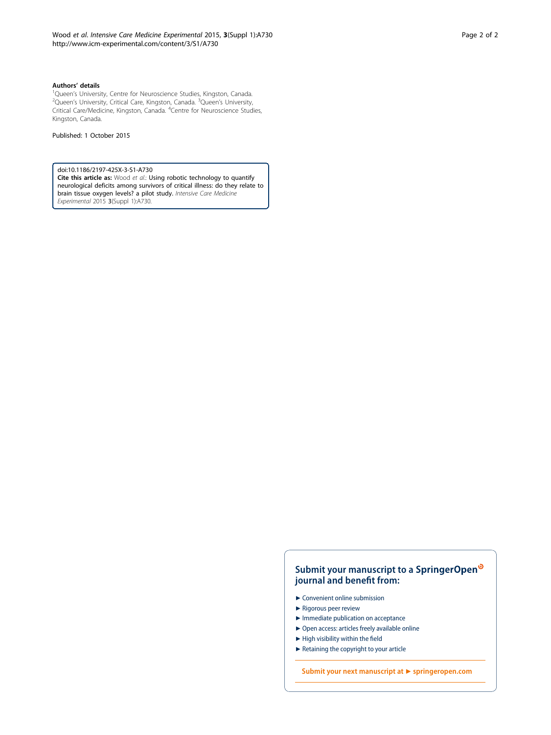### Authors' details

[1]Queen's University, Centre for Neuroscience Studies, Kingston, Canada. [2]Queen's University, Critical Care, Kingston, Canada. [3]Queen's University, Critical Care/Medicine, Kingston, Canada. [4]Centre for Neuroscience Studies, Kingston, Canada.

Published: 1 October 2015

doi:10.1186/2197-425X-3-S1-A730

**Cite this article as:** Wood *et al.*: Using robotic technology to quantify neurological deficits among survivors of critical illness: do they relate to brain tissue oxygen levels? a pilot study. *Intensive Care Medicine Experimental* 2015 **3**(Suppl 1):A730.

**Submit your manuscript to a SpringerOpen journal and benefit from:**

- ► Convenient online submission
- ► Rigorous peer review
- ► Immediate publication on acceptance
- ► Open access: articles freely available online
- ► High visibility within the field
- ► Retaining the copyright to your article

**Submit your next manuscript at ► springeropen.com**